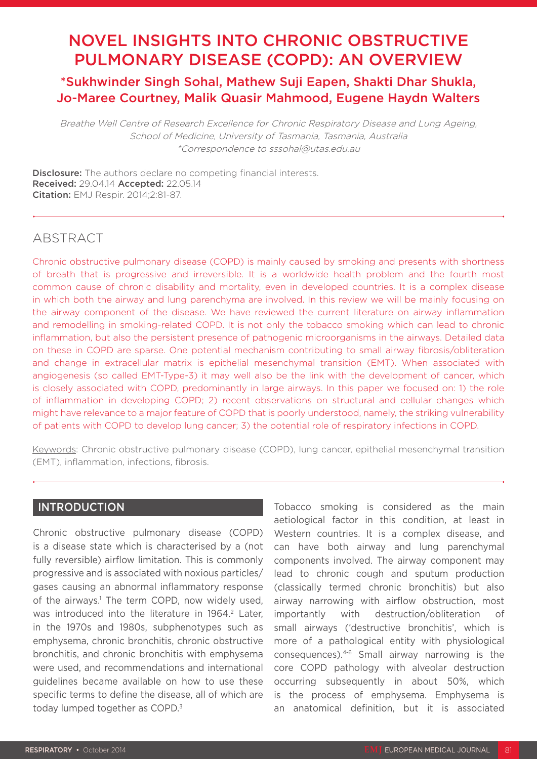# NOVEL INSIGHTS INTO CHRONIC OBSTRUCTIVE PULMONARY DISEASE (COPD): AN OVERVIEW

## *Sukhwinder Singh Sohal, Mathew Suji Eapen, Shakti Dhar Shukla, Jo-Maree Courtney, Malik Quasir Mahmood, Eugene Haydn Walters

*Breathe Well Centre of Research Excellence for Chronic Respiratory Disease and Lung Ageing, School of Medicine, University of Tasmania, Tasmania, Australia*
*\*Correspondence to sssohal@utas.edu.au*

**Disclosure:** The authors declare no competing financial interests.
**Received:** 29.04.14 **Accepted:** 22.05.14
**Citation:** EMJ Respir. 2014;2:81-87.

## ABSTRACT

Chronic obstructive pulmonary disease (COPD) is mainly caused by smoking and presents with shortness of breath that is progressive and irreversible. It is a worldwide health problem and the fourth most common cause of chronic disability and mortality, even in developed countries. It is a complex disease in which both the airway and lung parenchyma are involved. In this review we will be mainly focusing on the airway component of the disease. We have reviewed the current literature on airway inflammation and remodelling in smoking-related COPD. It is not only the tobacco smoking which can lead to chronic inflammation, but also the persistent presence of pathogenic microorganisms in the airways. Detailed data on these in COPD are sparse. One potential mechanism contributing to small airway fibrosis/obliteration and change in extracellular matrix is epithelial mesenchymal transition (EMT). When associated with angiogenesis (so called EMT-Type-3) it may well also be the link with the development of cancer, which is closely associated with COPD, predominantly in large airways. In this paper we focused on: 1) the role of inflammation in developing COPD; 2) recent observations on structural and cellular changes which might have relevance to a major feature of COPD that is poorly understood, namely, the striking vulnerability of patients with COPD to develop lung cancer; 3) the potential role of respiratory infections in COPD.

Keywords: Chronic obstructive pulmonary disease (COPD), lung cancer, epithelial mesenchymal transition (EMT), inflammation, infections, fibrosis.

## INTRODUCTION

Chronic obstructive pulmonary disease (COPD) is a disease state which is characterised by a (not fully reversible) airflow limitation. This is commonly progressive and is associated with noxious particles/gases causing an abnormal inflammatory response of the airways.[1] The term COPD, now widely used, was introduced into the literature in 1964.[2] Later, in the 1970s and 1980s, subphenotypes such as emphysema, chronic bronchitis, chronic obstructive bronchitis, and chronic bronchitis with emphysema were used, and recommendations and international guidelines became available on how to use these specific terms to define the disease, all of which are today lumped together as COPD.[3]

Tobacco smoking is considered as the main aetiological factor in this condition, at least in Western countries. It is a complex disease, and can have both airway and lung parenchymal components involved. The airway component may lead to chronic cough and sputum production (classically termed chronic bronchitis) but also airway narrowing with airflow obstruction, most importantly with destruction/obliteration of small airways ('destructive bronchitis', which is more of a pathological entity with physiological consequences).[4-6] Small airway narrowing is the core COPD pathology with alveolar destruction occurring subsequently in about 50%, which is the process of emphysema. Emphysema is an anatomical definition, but it is associated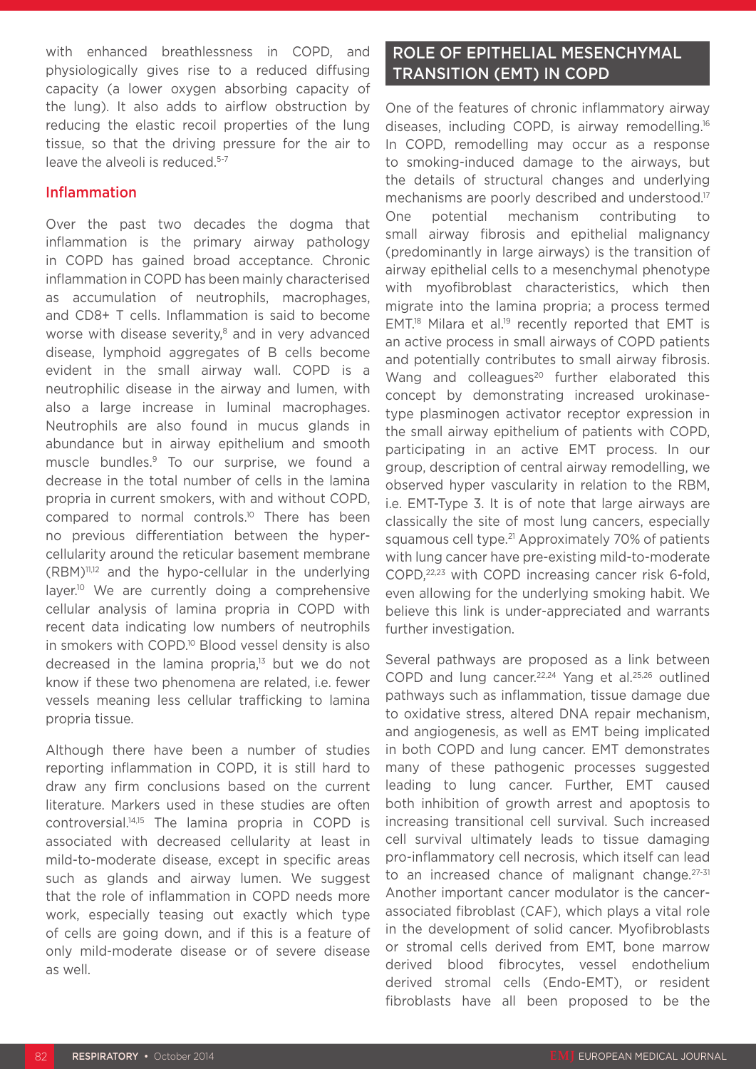with enhanced breathlessness in COPD, and physiologically gives rise to a reduced diffusing capacity (a lower oxygen absorbing capacity of the lung). It also adds to airflow obstruction by reducing the elastic recoil properties of the lung tissue, so that the driving pressure for the air to leave the alveoli is reduced.[5-7]

### Inflammation

Over the past two decades the dogma that inflammation is the primary airway pathology in COPD has gained broad acceptance. Chronic inflammation in COPD has been mainly characterised as accumulation of neutrophils, macrophages, and CD8+ T cells. Inflammation is said to become worse with disease severity,[8] and in very advanced disease, lymphoid aggregates of B cells become evident in the small airway wall. COPD is a neutrophilic disease in the airway and lumen, with also a large increase in luminal macrophages. Neutrophils are also found in mucus glands in abundance but in airway epithelium and smooth muscle bundles.[9] To our surprise, we found a decrease in the total number of cells in the lamina propria in current smokers, with and without COPD, compared to normal controls.[10] There has been no previous differentiation between the hyper-cellularity around the reticular basement membrane (RBM)[11,12] and the hypo-cellular in the underlying layer.[10] We are currently doing a comprehensive cellular analysis of lamina propria in COPD with recent data indicating low numbers of neutrophils in smokers with COPD.[10] Blood vessel density is also decreased in the lamina propria,[13] but we do not know if these two phenomena are related, i.e. fewer vessels meaning less cellular trafficking to lamina propria tissue.

Although there have been a number of studies reporting inflammation in COPD, it is still hard to draw any firm conclusions based on the current literature. Markers used in these studies are often controversial.[14,15] The lamina propria in COPD is associated with decreased cellularity at least in mild-to-moderate disease, except in specific areas such as glands and airway lumen. We suggest that the role of inflammation in COPD needs more work, especially teasing out exactly which type of cells are going down, and if this is a feature of only mild-moderate disease or of severe disease as well.

## ROLE OF EPITHELIAL MESENCHYMAL TRANSITION (EMT) IN COPD

One of the features of chronic inflammatory airway diseases, including COPD, is airway remodelling.[16] In COPD, remodelling may occur as a response to smoking-induced damage to the airways, but the details of structural changes and underlying mechanisms are poorly described and understood.[17] One potential mechanism contributing to small airway fibrosis and epithelial malignancy (predominantly in large airways) is the transition of airway epithelial cells to a mesenchymal phenotype with myofibroblast characteristics, which then migrate into the lamina propria; a process termed EMT.[18] Milara et al.[19] recently reported that EMT is an active process in small airways of COPD patients and potentially contributes to small airway fibrosis. Wang and colleagues[20] further elaborated this concept by demonstrating increased urokinase-type plasminogen activator receptor expression in the small airway epithelium of patients with COPD, participating in an active EMT process. In our group, description of central airway remodelling, we observed hyper vascularity in relation to the RBM, i.e. EMT-Type 3. It is of note that large airways are classically the site of most lung cancers, especially squamous cell type.[21] Approximately 70% of patients with lung cancer have pre-existing mild-to-moderate COPD,[22,23] with COPD increasing cancer risk 6-fold, even allowing for the underlying smoking habit. We believe this link is under-appreciated and warrants further investigation.

Several pathways are proposed as a link between COPD and lung cancer.[22,24] Yang et al.[25,26] outlined pathways such as inflammation, tissue damage due to oxidative stress, altered DNA repair mechanism, and angiogenesis, as well as EMT being implicated in both COPD and lung cancer. EMT demonstrates many of these pathogenic processes suggested leading to lung cancer. Further, EMT caused both inhibition of growth arrest and apoptosis to increasing transitional cell survival. Such increased cell survival ultimately leads to tissue damaging pro-inflammatory cell necrosis, which itself can lead to an increased chance of malignant change.[27-31] Another important cancer modulator is the cancer-associated fibroblast (CAF), which plays a vital role in the development of solid cancer. Myofibroblasts or stromal cells derived from EMT, bone marrow derived blood fibrocytes, vessel endothelium derived stromal cells (Endo-EMT), or resident fibroblasts have all been proposed to be the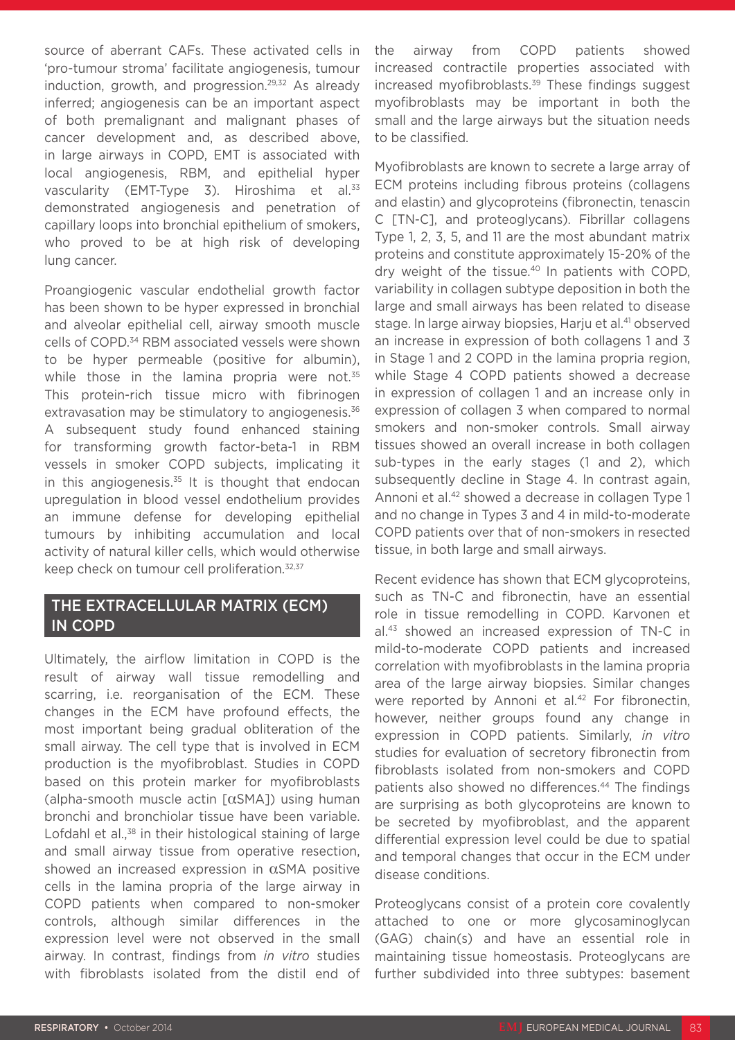source of aberrant CAFs. These activated cells in 'pro-tumour stroma' facilitate angiogenesis, tumour induction, growth, and progression.[29,32] As already inferred; angiogenesis can be an important aspect of both premalignant and malignant phases of cancer development and, as described above, in large airways in COPD, EMT is associated with local angiogenesis, RBM, and epithelial hyper vascularity (EMT-Type 3). Hiroshima et al.[33] demonstrated angiogenesis and penetration of capillary loops into bronchial epithelium of smokers, who proved to be at high risk of developing lung cancer.

Proangiogenic vascular endothelial growth factor has been shown to be hyper expressed in bronchial and alveolar epithelial cell, airway smooth muscle cells of COPD.[34] RBM associated vessels were shown to be hyper permeable (positive for albumin), while those in the lamina propria were not.[35] This protein-rich tissue micro with fibrinogen extravasation may be stimulatory to angiogenesis.[36] A subsequent study found enhanced staining for transforming growth factor-beta-1 in RBM vessels in smoker COPD subjects, implicating it in this angiogenesis.[35] It is thought that endocan upregulation in blood vessel endothelium provides an immune defense for developing epithelial tumours by inhibiting accumulation and local activity of natural killer cells, which would otherwise keep check on tumour cell proliferation.[32,37]

## THE EXTRACELLULAR MATRIX (ECM) IN COPD

Ultimately, the airflow limitation in COPD is the result of airway wall tissue remodelling and scarring, i.e. reorganisation of the ECM. These changes in the ECM have profound effects, the most important being gradual obliteration of the small airway. The cell type that is involved in ECM production is the myofibroblast. Studies in COPD based on this protein marker for myofibroblasts (alpha-smooth muscle actin [αSMA]) using human bronchi and bronchiolar tissue have been variable. Lofdahl et al.,[38] in their histological staining of large and small airway tissue from operative resection, showed an increased expression in αSMA positive cells in the lamina propria of the large airway in COPD patients when compared to non-smoker controls, although similar differences in the expression level were not observed in the small airway. In contrast, findings from *in vitro* studies with fibroblasts isolated from the distil end of the airway from COPD patients showed increased contractile properties associated with increased myofibroblasts.[39] These findings suggest myofibroblasts may be important in both the small and the large airways but the situation needs to be classified.

Myofibroblasts are known to secrete a large array of ECM proteins including fibrous proteins (collagens and elastin) and glycoproteins (fibronectin, tenascin C [TN-C], and proteoglycans). Fibrillar collagens Type 1, 2, 3, 5, and 11 are the most abundant matrix proteins and constitute approximately 15-20% of the dry weight of the tissue.[40] In patients with COPD, variability in collagen subtype deposition in both the large and small airways has been related to disease stage. In large airway biopsies, Harju et al.[41] observed an increase in expression of both collagens 1 and 3 in Stage 1 and 2 COPD in the lamina propria region, while Stage 4 COPD patients showed a decrease in expression of collagen 1 and an increase only in expression of collagen 3 when compared to normal smokers and non-smoker controls. Small airway tissues showed an overall increase in both collagen sub-types in the early stages (1 and 2), which subsequently decline in Stage 4. In contrast again, Annoni et al.[42] showed a decrease in collagen Type 1 and no change in Types 3 and 4 in mild-to-moderate COPD patients over that of non-smokers in resected tissue, in both large and small airways.

Recent evidence has shown that ECM glycoproteins, such as TN-C and fibronectin, have an essential role in tissue remodelling in COPD. Karvonen et al.[43] showed an increased expression of TN-C in mild-to-moderate COPD patients and increased correlation with myofibroblasts in the lamina propria area of the large airway biopsies. Similar changes were reported by Annoni et al.[42] For fibronectin, however, neither groups found any change in expression in COPD patients. Similarly, *in vitro* studies for evaluation of secretory fibronectin from fibroblasts isolated from non-smokers and COPD patients also showed no differences.[44] The findings are surprising as both glycoproteins are known to be secreted by myofibroblast, and the apparent differential expression level could be due to spatial and temporal changes that occur in the ECM under disease conditions.

Proteoglycans consist of a protein core covalently attached to one or more glycosaminoglycan (GAG) chain(s) and have an essential role in maintaining tissue homeostasis. Proteoglycans are further subdivided into three subtypes: basement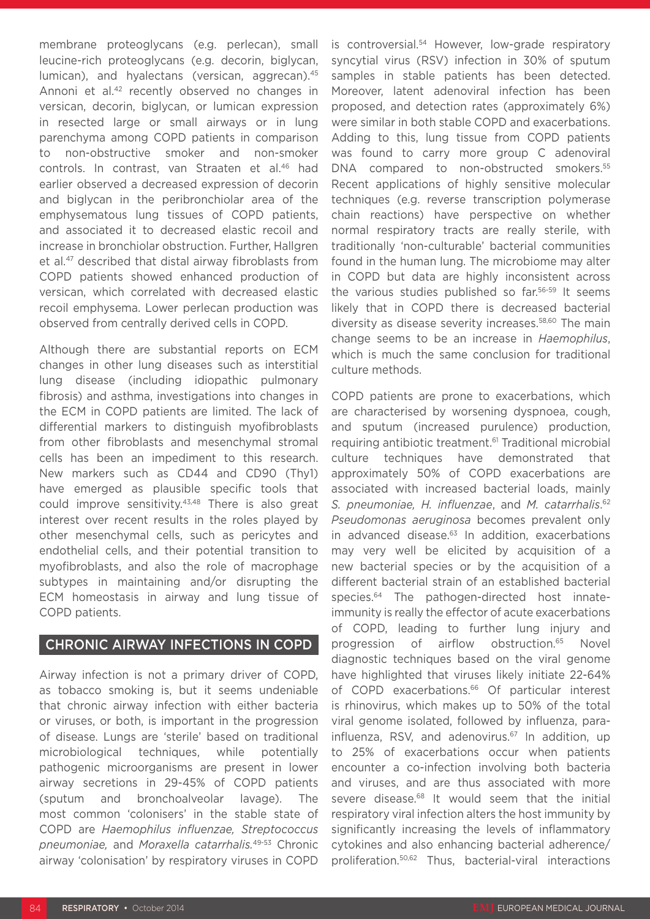membrane proteoglycans (e.g. perlecan), small leucine-rich proteoglycans (e.g. decorin, biglycan, lumican), and hyalectans (versican, aggrecan).[45] Annoni et al.[42] recently observed no changes in versican, decorin, biglycan, or lumican expression in resected large or small airways or in lung parenchyma among COPD patients in comparison to non-obstructive smoker and non-smoker controls. In contrast, van Straaten et al.[46] had earlier observed a decreased expression of decorin and biglycan in the peribronchiolar area of the emphysematous lung tissues of COPD patients, and associated it to decreased elastic recoil and increase in bronchiolar obstruction. Further, Hallgren et al.[47] described that distal airway fibroblasts from COPD patients showed enhanced production of versican, which correlated with decreased elastic recoil emphysema. Lower perlecan production was observed from centrally derived cells in COPD.

Although there are substantial reports on ECM changes in other lung diseases such as interstitial lung disease (including idiopathic pulmonary fibrosis) and asthma, investigations into changes in the ECM in COPD patients are limited. The lack of differential markers to distinguish myofibroblasts from other fibroblasts and mesenchymal stromal cells has been an impediment to this research. New markers such as CD44 and CD90 (Thy1) have emerged as plausible specific tools that could improve sensitivity.[43,48] There is also great interest over recent results in the roles played by other mesenchymal cells, such as pericytes and endothelial cells, and their potential transition to myofibroblasts, and also the role of macrophage subtypes in maintaining and/or disrupting the ECM homeostasis in airway and lung tissue of COPD patients.

## CHRONIC AIRWAY INFECTIONS IN COPD

Airway infection is not a primary driver of COPD, as tobacco smoking is, but it seems undeniable that chronic airway infection with either bacteria or viruses, or both, is important in the progression of disease. Lungs are 'sterile' based on traditional microbiological techniques, while potentially pathogenic microorganisms are present in lower airway secretions in 29-45% of COPD patients (sputum and bronchoalveolar lavage). The most common 'colonisers' in the stable state of COPD are *Haemophilus influenzae, Streptococcus pneumoniae,* and *Moraxella catarrhalis.*[49-53] Chronic airway 'colonisation' by respiratory viruses in COPD is controversial.[54] However, low-grade respiratory syncytial virus (RSV) infection in 30% of sputum samples in stable patients has been detected. Moreover, latent adenoviral infection has been proposed, and detection rates (approximately 6%) were similar in both stable COPD and exacerbations. Adding to this, lung tissue from COPD patients was found to carry more group C adenoviral DNA compared to non-obstructed smokers.[55] Recent applications of highly sensitive molecular techniques (e.g. reverse transcription polymerase chain reactions) have perspective on whether normal respiratory tracts are really sterile, with traditionally 'non-culturable' bacterial communities found in the human lung. The microbiome may alter in COPD but data are highly inconsistent across the various studies published so far.[56-59] It seems likely that in COPD there is decreased bacterial diversity as disease severity increases.[58,60] The main change seems to be an increase in *Haemophilus*, which is much the same conclusion for traditional culture methods.

COPD patients are prone to exacerbations, which are characterised by worsening dyspnoea, cough, and sputum (increased purulence) production, requiring antibiotic treatment.[61] Traditional microbial culture techniques have demonstrated that approximately 50% of COPD exacerbations are associated with increased bacterial loads, mainly *S. pneumoniae, H. influenzae*, and *M. catarrhalis*.[62] *Pseudomonas aeruginosa* becomes prevalent only in advanced disease.[63] In addition, exacerbations may very well be elicited by acquisition of a new bacterial species or by the acquisition of a different bacterial strain of an established bacterial species.[64] The pathogen-directed host innate-immunity is really the effector of acute exacerbations of COPD, leading to further lung injury and progression of airflow obstruction.[65] Novel diagnostic techniques based on the viral genome have highlighted that viruses likely initiate 22-64% of COPD exacerbations.[66] Of particular interest is rhinovirus, which makes up to 50% of the total viral genome isolated, followed by influenza, para-influenza, RSV, and adenovirus.[67] In addition, up to 25% of exacerbations occur when patients encounter a co-infection involving both bacteria and viruses, and are thus associated with more severe disease.[68] It would seem that the initial respiratory viral infection alters the host immunity by significantly increasing the levels of inflammatory cytokines and also enhancing bacterial adherence/proliferation.[50,62] Thus, bacterial-viral interactions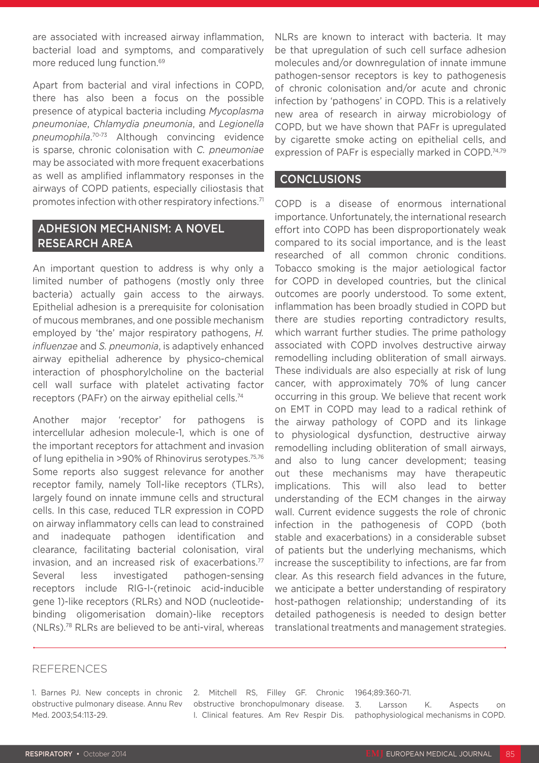are associated with increased airway inflammation, bacterial load and symptoms, and comparatively more reduced lung function.[69]

Apart from bacterial and viral infections in COPD, there has also been a focus on the possible presence of atypical bacteria including *Mycoplasma pneumoniae*, *Chlamydia pneumonia*, and *Legionella pneumophila*.[70-73] Although convincing evidence is sparse, chronic colonisation with *C. pneumoniae* may be associated with more frequent exacerbations as well as amplified inflammatory responses in the airways of COPD patients, especially ciliostasis that promotes infection with other respiratory infections.[71]

## ADHESION MECHANISM: A NOVEL RESEARCH AREA

An important question to address is why only a limited number of pathogens (mostly only three bacteria) actually gain access to the airways. Epithelial adhesion is a prerequisite for colonisation of mucous membranes, and one possible mechanism employed by 'the' major respiratory pathogens, *H. influenzae* and *S. pneumonia*, is adaptively enhanced airway epithelial adherence by physico-chemical interaction of phosphorylcholine on the bacterial cell wall surface with platelet activating factor receptors (PAFr) on the airway epithelial cells.[74]

Another major 'receptor' for pathogens is intercellular adhesion molecule-1, which is one of the important receptors for attachment and invasion of lung epithelia in >90% of Rhinovirus serotypes.[75,76] Some reports also suggest relevance for another receptor family, namely Toll-like receptors (TLRs), largely found on innate immune cells and structural cells. In this case, reduced TLR expression in COPD on airway inflammatory cells can lead to constrained and inadequate pathogen identification and clearance, facilitating bacterial colonisation, viral invasion, and an increased risk of exacerbations.[77] Several less investigated pathogen-sensing receptors include RIG-I-(retinoic acid-inducible gene 1)-like receptors (RLRs) and NOD (nucleotide-binding oligomerisation domain)-like receptors (NLRs).[78] RLRs are believed to be anti-viral, whereas NLRs are known to interact with bacteria. It may be that upregulation of such cell surface adhesion molecules and/or downregulation of innate immune pathogen-sensor receptors is key to pathogenesis of chronic colonisation and/or acute and chronic infection by 'pathogens' in COPD. This is a relatively new area of research in airway microbiology of COPD, but we have shown that PAFr is upregulated by cigarette smoke acting on epithelial cells, and expression of PAFr is especially marked in COPD.[74,79]

## CONCLUSIONS

COPD is a disease of enormous international importance. Unfortunately, the international research effort into COPD has been disproportionately weak compared to its social importance, and is the least researched of all common chronic conditions. Tobacco smoking is the major aetiological factor for COPD in developed countries, but the clinical outcomes are poorly understood. To some extent, inflammation has been broadly studied in COPD but there are studies reporting contradictory results, which warrant further studies. The prime pathology associated with COPD involves destructive airway remodelling including obliteration of small airways. These individuals are also especially at risk of lung cancer, with approximately 70% of lung cancer occurring in this group. We believe that recent work on EMT in COPD may lead to a radical rethink of the airway pathology of COPD and its linkage to physiological dysfunction, destructive airway remodelling including obliteration of small airways, and also to lung cancer development; teasing out these mechanisms may have therapeutic implications. This will also lead to better understanding of the ECM changes in the airway wall. Current evidence suggests the role of chronic infection in the pathogenesis of COPD (both stable and exacerbations) in a considerable subset of patients but the underlying mechanisms, which increase the susceptibility to infections, are far from clear. As this research field advances in the future, we anticipate a better understanding of respiratory host-pathogen relationship; understanding of its detailed pathogenesis is needed to design better translational treatments and management strategies.

## REFERENCES

1. Barnes PJ. New concepts in chronic obstructive pulmonary disease. Annu Rev Med. 2003;54:113-29.

2. Mitchell RS, Filley GF. Chronic obstructive bronchopulmonary disease. I. Clinical features. Am Rev Respir Dis. 1964;89:360-71.

3. Larsson K. Aspects on pathophysiological mechanisms in COPD.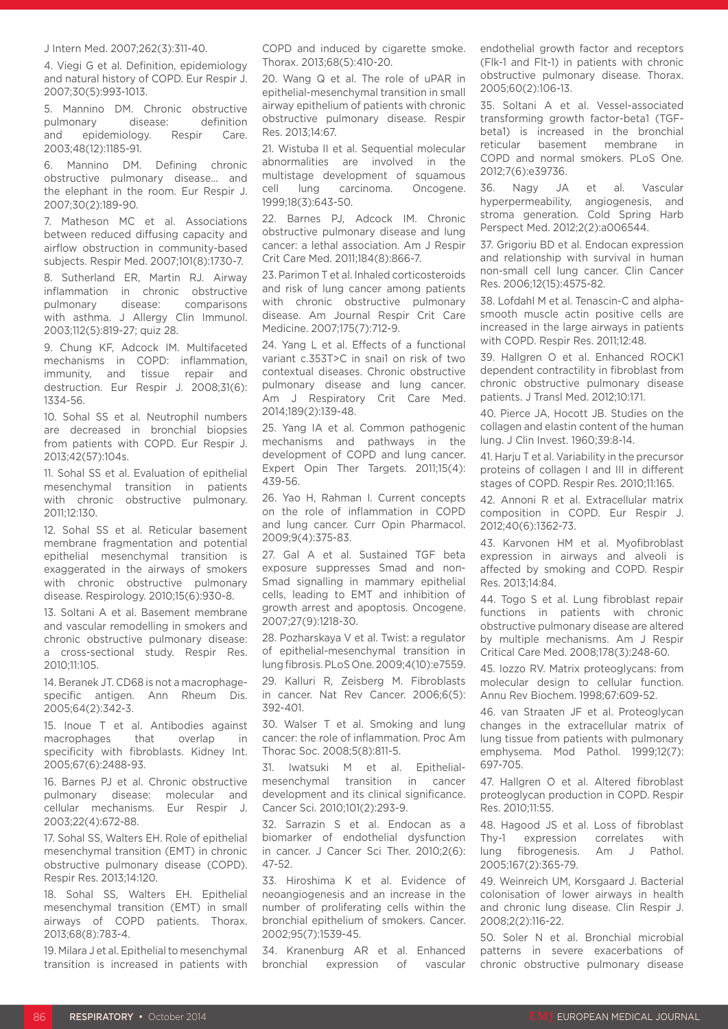J Intern Med. 2007;262(3):311-40.

4. Viegi G et al. Definition, epidemiology and natural history of COPD. Eur Respir J. 2007;30(5):993-1013.

5. Mannino DM. Chronic obstructive pulmonary disease: definition and epidemiology. Respir Care. 2003;48(12):1185-91.

6. Mannino DM. Defining chronic obstructive pulmonary disease... and the elephant in the room. Eur Respir J. 2007;30(2):189-90.

7. Matheson MC et al. Associations between reduced diffusing capacity and airflow obstruction in community-based subjects. Respir Med. 2007;101(8):1730-7.

8. Sutherland ER, Martin RJ. Airway inflammation in chronic obstructive pulmonary disease: comparisons with asthma. J Allergy Clin Immunol. 2003;112(5):819-27; quiz 28.

9. Chung KF, Adcock IM. Multifaceted mechanisms in COPD: inflammation, immunity, and tissue repair and destruction. Eur Respir J. 2008;31(6): 1334-56.

10. Sohal SS et al. Neutrophil numbers are decreased in bronchial biopsies from patients with COPD. Eur Respir J. 2013;42(57):104s.

11. Sohal SS et al. Evaluation of epithelial mesenchymal transition in patients with chronic obstructive pulmonary. 2011;12:130.

12. Sohal SS et al. Reticular basement membrane fragmentation and potential epithelial mesenchymal transition is exaggerated in the airways of smokers with chronic obstructive pulmonary disease. Respirology. 2010;15(6):930-8.

13. Soltani A et al. Basement membrane and vascular remodelling in smokers and chronic obstructive pulmonary disease: a cross-sectional study. Respir Res. 2010;11:105.

14. Beranek JT. CD68 is not a macrophage-specific antigen. Ann Rheum Dis. 2005;64(2):342-3.

15. Inoue T et al. Antibodies against macrophages that overlap in specificity with fibroblasts. Kidney Int. 2005;67(6):2488-93.

16. Barnes PJ et al. Chronic obstructive pulmonary disease: molecular and cellular mechanisms. Eur Respir J. 2003;22(4):672-88.

17. Sohal SS, Walters EH. Role of epithelial mesenchymal transition (EMT) in chronic obstructive pulmonary disease (COPD). Respir Res. 2013;14:120.

18. Sohal SS, Walters EH. Epithelial mesenchymal transition (EMT) in small airways of COPD patients. Thorax. 2013;68(8):783-4.

19. Milara J et al. Epithelial to mesenchymal transition is increased in patients with COPD and induced by cigarette smoke. Thorax. 2013;68(5):410-20.

20. Wang Q et al. The role of uPAR in epithelial-mesenchymal transition in small airway epithelium of patients with chronic obstructive pulmonary disease. Respir Res. 2013;14:67.

21. Wistuba II et al. Sequential molecular abnormalities are involved in the multistage development of squamous cell lung carcinoma. Oncogene. 1999;18(3):643-50.

22. Barnes PJ, Adcock IM. Chronic obstructive pulmonary disease and lung cancer: a lethal association. Am J Respir Crit Care Med. 2011;184(8):866-7.

23. Parimon T et al. Inhaled corticosteroids and risk of lung cancer among patients with chronic obstructive pulmonary disease. Am Journal Respir Crit Care Medicine. 2007;175(7):712-9.

24. Yang L et al. Effects of a functional variant c.353T>C in snai1 on risk of two contextual diseases. Chronic obstructive pulmonary disease and lung cancer. Am J Respiratory Crit Care Med. 2014;189(2):139-48.

25. Yang IA et al. Common pathogenic mechanisms and pathways in the development of COPD and lung cancer. Expert Opin Ther Targets. 2011;15(4): 439-56.

26. Yao H, Rahman I. Current concepts on the role of inflammation in COPD and lung cancer. Curr Opin Pharmacol. 2009;9(4):375-83.

27. Gal A et al. Sustained TGF beta exposure suppresses Smad and non-Smad signalling in mammary epithelial cells, leading to EMT and inhibition of growth arrest and apoptosis. Oncogene. 2007;27(9):1218-30.

28. Pozharskaya V et al. Twist: a regulator of epithelial-mesenchymal transition in lung fibrosis. PLoS One. 2009;4(10):e7559.

29. Kalluri R, Zeisberg M. Fibroblasts in cancer. Nat Rev Cancer. 2006;6(5): 392-401.

30. Walser T et al. Smoking and lung cancer: the role of inflammation. Proc Am Thorac Soc. 2008;5(8):811-5.

31. Iwatsuki M et al. Epithelial-mesenchymal transition in cancer development and its clinical significance. Cancer Sci. 2010;101(2):293-9.

32. Sarrazin S et al. Endocan as a biomarker of endothelial dysfunction in cancer. J Cancer Sci Ther. 2010;2(6): 47-52.

33. Hiroshima K et al. Evidence of neoangiogenesis and an increase in the number of proliferating cells within the bronchial epithelium of smokers. Cancer. 2002;95(7):1539-45.

34. Kranenburg AR et al. Enhanced bronchial expression of vascular endothelial growth factor and receptors (Flk-1 and Flt-1) in patients with chronic obstructive pulmonary disease. Thorax. 2005;60(2):106-13.

35. Soltani A et al. Vessel-associated transforming growth factor-beta1 (TGF-beta1) is increased in the bronchial reticular basement membrane in COPD and normal smokers. PLoS One. 2012;7(6):e39736.

36. Nagy JA et al. Vascular hyperpermeability, angiogenesis, and stroma generation. Cold Spring Harb Perspect Med. 2012;2(2):a006544.

37. Grigoriu BD et al. Endocan expression and relationship with survival in human non-small cell lung cancer. Clin Cancer Res. 2006;12(15):4575-82.

38. Lofdahl M et al. Tenascin-C and alpha-smooth muscle actin positive cells are increased in the large airways in patients with COPD. Respir Res. 2011;12:48.

39. Hallgren O et al. Enhanced ROCK1 dependent contractility in fibroblast from chronic obstructive pulmonary disease patients. J Transl Med. 2012;10:171.

40. Pierce JA, Hocott JB. Studies on the collagen and elastin content of the human lung. J Clin Invest. 1960;39:8-14.

41. Harju T et al. Variability in the precursor proteins of collagen I and III in different stages of COPD. Respir Res. 2010;11:165.

42. Annoni R et al. Extracellular matrix composition in COPD. Eur Respir J. 2012;40(6):1362-73.

43. Karvonen HM et al. Myofibroblast expression in airways and alveoli is affected by smoking and COPD. Respir Res. 2013;14:84.

44. Togo S et al. Lung fibroblast repair functions in patients with chronic obstructive pulmonary disease are altered by multiple mechanisms. Am J Respir Critical Care Med. 2008;178(3):248-60.

45. Iozzo RV. Matrix proteoglycans: from molecular design to cellular function. Annu Rev Biochem. 1998;67:609-52.

46. van Straaten JF et al. Proteoglycan changes in the extracellular matrix of lung tissue from patients with pulmonary emphysema. Mod Pathol. 1999;12(7): 697-705.

47. Hallgren O et al. Altered fibroblast proteoglycan production in COPD. Respir Res. 2010;11:55.

48. Hagood JS et al. Loss of fibroblast Thy-1 expression correlates with lung fibrogenesis. Am J Pathol. 2005;167(2):365-79.

49. Weinreich UM, Korsgaard J. Bacterial colonisation of lower airways in health and chronic lung disease. Clin Respir J. 2008;2(2):116-22.

50. Soler N et al. Bronchial microbial patterns in severe exacerbations of chronic obstructive pulmonary disease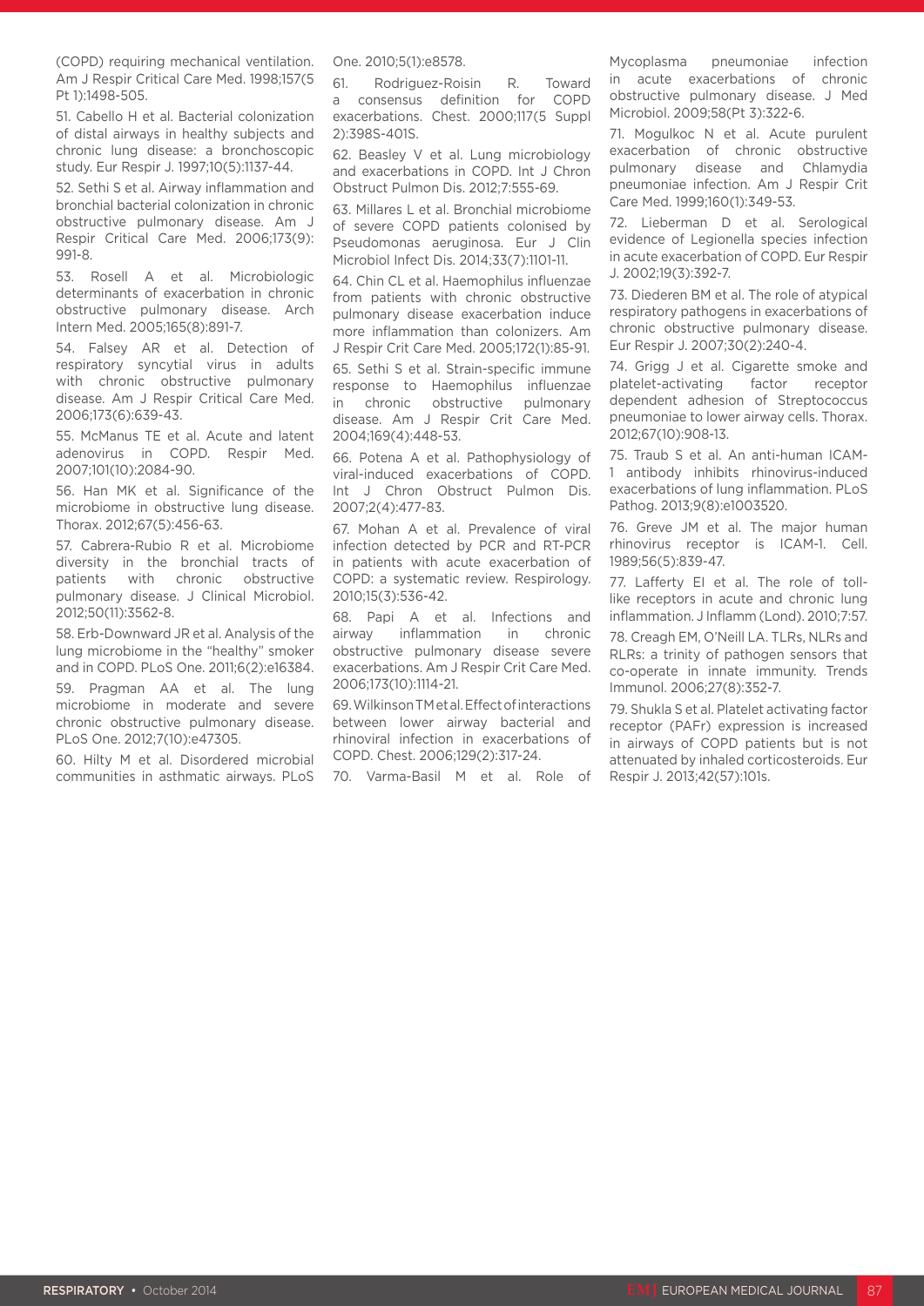(COPD) requiring mechanical ventilation. Am J Respir Critical Care Med. 1998;157(5 Pt 1):1498-505.

51. Cabello H et al. Bacterial colonization of distal airways in healthy subjects and chronic lung disease: a bronchoscopic study. Eur Respir J. 1997;10(5):1137-44.

52. Sethi S et al. Airway inflammation and bronchial bacterial colonization in chronic obstructive pulmonary disease. Am J Respir Critical Care Med. 2006;173(9): 991-8.

53. Rosell A et al. Microbiologic determinants of exacerbation in chronic obstructive pulmonary disease. Arch Intern Med. 2005;165(8):891-7.

54. Falsey AR et al. Detection of respiratory syncytial virus in adults with chronic obstructive pulmonary disease. Am J Respir Critical Care Med. 2006;173(6):639-43.

55. McManus TE et al. Acute and latent adenovirus in COPD. Respir Med. 2007;101(10):2084-90.

56. Han MK et al. Significance of the microbiome in obstructive lung disease. Thorax. 2012;67(5):456-63.

57. Cabrera-Rubio R et al. Microbiome diversity in the bronchial tracts of patients with chronic obstructive pulmonary disease. J Clinical Microbiol. 2012;50(11):3562-8.

58. Erb-Downward JR et al. Analysis of the lung microbiome in the "healthy" smoker and in COPD. PLoS One. 2011;6(2):e16384.

59. Pragman AA et al. The lung microbiome in moderate and severe chronic obstructive pulmonary disease. PLoS One. 2012;7(10):e47305.

60. Hilty M et al. Disordered microbial communities in asthmatic airways. PLoS One. 2010;5(1):e8578.

61. Rodriguez-Roisin R. Toward a consensus definition for COPD exacerbations. Chest. 2000;117(5 Suppl 2):398S-401S.

62. Beasley V et al. Lung microbiology and exacerbations in COPD. Int J Chron Obstruct Pulmon Dis. 2012;7:555-69.

63. Millares L et al. Bronchial microbiome of severe COPD patients colonised by Pseudomonas aeruginosa. Eur J Clin Microbiol Infect Dis. 2014;33(7):1101-11.

64. Chin CL et al. Haemophilus influenzae from patients with chronic obstructive pulmonary disease exacerbation induce more inflammation than colonizers. Am J Respir Crit Care Med. 2005;172(1):85-91.

65. Sethi S et al. Strain-specific immune response to Haemophilus influenzae in chronic obstructive pulmonary disease. Am J Respir Crit Care Med. 2004;169(4):448-53.

66. Potena A et al. Pathophysiology of viral-induced exacerbations of COPD. Int J Chron Obstruct Pulmon Dis. 2007;2(4):477-83.

67. Mohan A et al. Prevalence of viral infection detected by PCR and RT-PCR in patients with acute exacerbation of COPD: a systematic review. Respirology. 2010;15(3):536-42.

68. Papi A et al. Infections and airway inflammation in chronic obstructive pulmonary disease severe exacerbations. Am J Respir Crit Care Med. 2006;173(10):1114-21.

69. Wilkinson TM et al. Effect of interactions between lower airway bacterial and rhinoviral infection in exacerbations of COPD. Chest. 2006;129(2):317-24.

70. Varma-Basil M et al. Role of Mycoplasma pneumoniae infection in acute exacerbations of chronic obstructive pulmonary disease. J Med Microbiol. 2009;58(Pt 3):322-6.

71. Mogulkoc N et al. Acute purulent exacerbation of chronic obstructive pulmonary disease and Chlamydia pneumoniae infection. Am J Respir Crit Care Med. 1999;160(1):349-53.

72. Lieberman D et al. Serological evidence of Legionella species infection in acute exacerbation of COPD. Eur Respir J. 2002;19(3):392-7.

73. Diederen BM et al. The role of atypical respiratory pathogens in exacerbations of chronic obstructive pulmonary disease. Eur Respir J. 2007;30(2):240-4.

74. Grigg J et al. Cigarette smoke and platelet-activating factor receptor dependent adhesion of Streptococcus pneumoniae to lower airway cells. Thorax. 2012;67(10):908-13.

75. Traub S et al. An anti-human ICAM-1 antibody inhibits rhinovirus-induced exacerbations of lung inflammation. PLoS Pathog. 2013;9(8):e1003520.

76. Greve JM et al. The major human rhinovirus receptor is ICAM-1. Cell. 1989;56(5):839-47.

77. Lafferty EI et al. The role of toll-like receptors in acute and chronic lung inflammation. J Inflamm (Lond). 2010;7:57.

78. Creagh EM, O'Neill LA. TLRs, NLRs and RLRs: a trinity of pathogen sensors that co-operate in innate immunity. Trends Immunol. 2006;27(8):352-7.

79. Shukla S et al. Platelet activating factor receptor (PAFr) expression is increased in airways of COPD patients but is not attenuated by inhaled corticosteroids. Eur Respir J. 2013;42(57):101s.